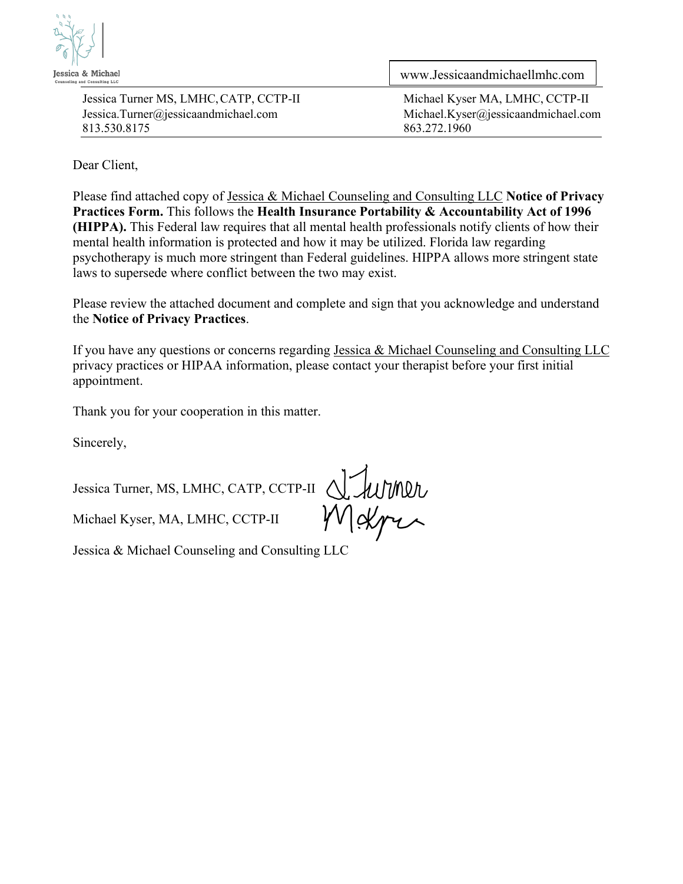Jessica & Michael
Counseling and Consulting LLC

www.Jessicaandmichaellmhc.com

| Jessica Turner MS, LMHC, CATP, CCTP-II | Michael Kyser MA, LMHC, CCTP-II |
| --- | --- |
| Jessica.Turner@jessicaandmichael.com | Michael.Kyser@jessicaandmichael.com |
| 813.530.8175 | 863.272.1960 |

Dear Client,

Please find attached copy of Jessica & Michael Counseling and Consulting LLC **Notice of Privacy Practices Form.** This follows the **Health Insurance Portability & Accountability Act of 1996 (HIPPA).** This Federal law requires that all mental health professionals notify clients of how their mental health information is protected and how it may be utilized. Florida law regarding psychotherapy is much more stringent than Federal guidelines. HIPPA allows more stringent state laws to supersede where conflict between the two may exist.

Please review the attached document and complete and sign that you acknowledge and understand the **Notice of Privacy Practices**.

If you have any questions or concerns regarding Jessica & Michael Counseling and Consulting LLC privacy practices or HIPAA information, please contact your therapist before your first initial appointment.

Thank you for your cooperation in this matter.

Sincerely,

Jessica Turner, MS, LMHC, CATP, CCTP-II

Michael Kyser, MA, LMHC, CCTP-II

Jessica & Michael Counseling and Consulting LLC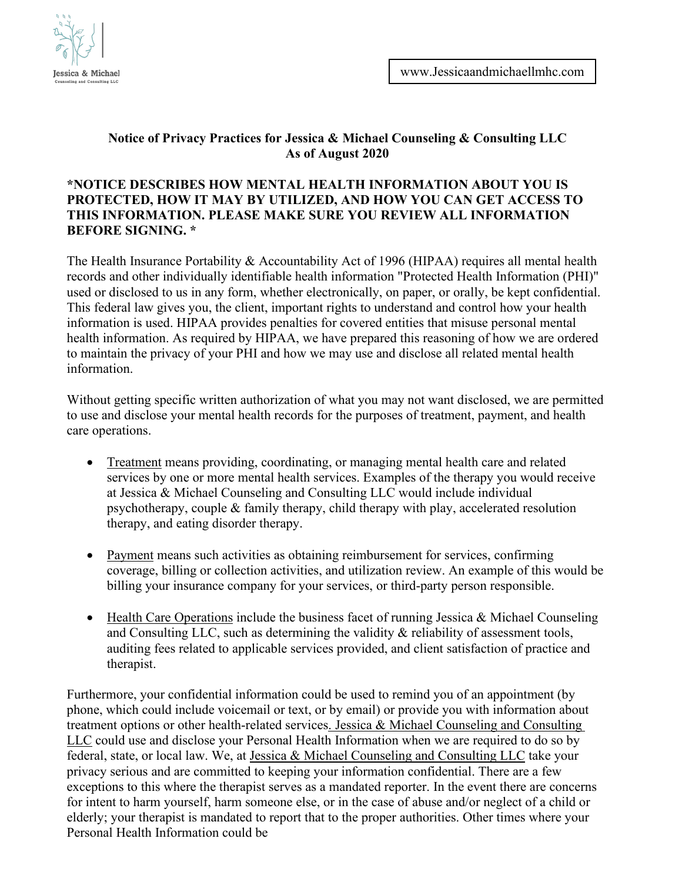Jessica & Michael
Counseling and Consulting LLC

www.Jessicaandmichaellmhc.com

**Notice of Privacy Practices for Jessica & Michael Counseling & Consulting LLC**
**As of August 2020**

**\*NOTICE DESCRIBES HOW MENTAL HEALTH INFORMATION ABOUT YOU IS PROTECTED, HOW IT MAY BY UTILIZED, AND HOW YOU CAN GET ACCESS TO THIS INFORMATION. PLEASE MAKE SURE YOU REVIEW ALL INFORMATION BEFORE SIGNING. \***

The Health Insurance Portability & Accountability Act of 1996 (HIPAA) requires all mental health records and other individually identifiable health information "Protected Health Information (PHI)" used or disclosed to us in any form, whether electronically, on paper, or orally, be kept confidential. This federal law gives you, the client, important rights to understand and control how your health information is used. HIPAA provides penalties for covered entities that misuse personal mental health information. As required by HIPAA, we have prepared this reasoning of how we are ordered to maintain the privacy of your PHI and how we may use and disclose all related mental health information.

Without getting specific written authorization of what you may not want disclosed, we are permitted to use and disclose your mental health records for the purposes of treatment, payment, and health care operations.

- <u>Treatment</u> means providing, coordinating, or managing mental health care and related services by one or more mental health services. Examples of the therapy you would receive at Jessica & Michael Counseling and Consulting LLC would include individual psychotherapy, couple & family therapy, child therapy with play, accelerated resolution therapy, and eating disorder therapy.

- <u>Payment</u> means such activities as obtaining reimbursement for services, confirming coverage, billing or collection activities, and utilization review. An example of this would be billing your insurance company for your services, or third-party person responsible.

- <u>Health Care Operations</u> include the business facet of running Jessica & Michael Counseling and Consulting LLC, such as determining the validity & reliability of assessment tools, auditing fees related to applicable services provided, and client satisfaction of practice and therapist.

Furthermore, your confidential information could be used to remind you of an appointment (by phone, which could include voicemail or text, or by email) or provide you with information about treatment options or other health-related services. <u>Jessica & Michael Counseling and Consulting LLC</u> could use and disclose your Personal Health Information when we are required to do so by federal, state, or local law. We, at <u>Jessica & Michael Counseling and Consulting LLC</u> take your privacy serious and are committed to keeping your information confidential. There are a few exceptions to this where the therapist serves as a mandated reporter. In the event there are concerns for intent to harm yourself, harm someone else, or in the case of abuse and/or neglect of a child or elderly; your therapist is mandated to report that to the proper authorities. Other times where your Personal Health Information could be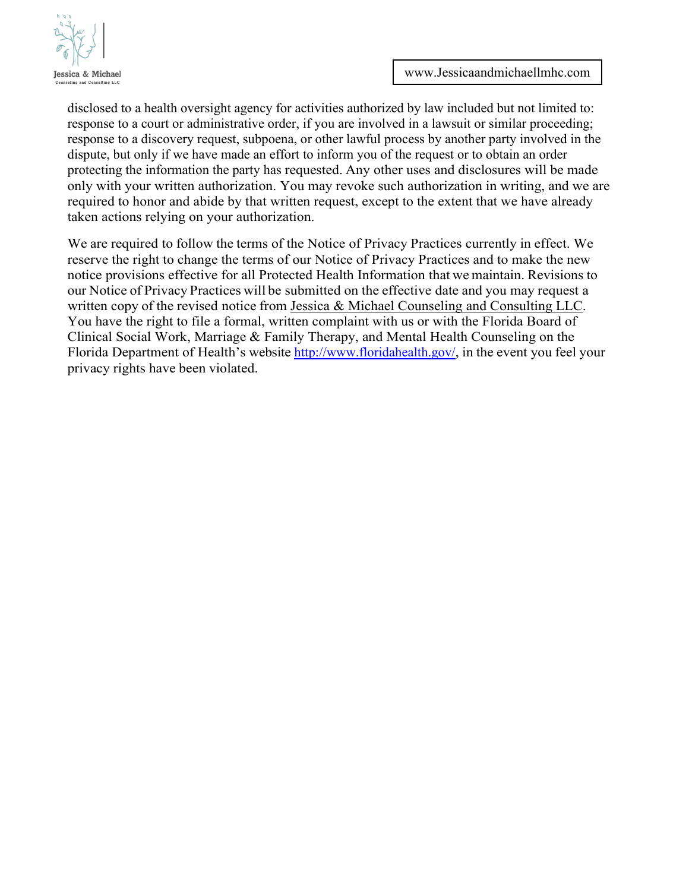disclosed to a health oversight agency for activities authorized by law included but not limited to: response to a court or administrative order, if you are involved in a lawsuit or similar proceeding; response to a discovery request, subpoena, or other lawful process by another party involved in the dispute, but only if we have made an effort to inform you of the request or to obtain an order protecting the information the party has requested. Any other uses and disclosures will be made only with your written authorization. You may revoke such authorization in writing, and we are required to honor and abide by that written request, except to the extent that we have already taken actions relying on your authorization.

We are required to follow the terms of the Notice of Privacy Practices currently in effect. We reserve the right to change the terms of our Notice of Privacy Practices and to make the new notice provisions effective for all Protected Health Information that we maintain. Revisions to our Notice of Privacy Practices will be submitted on the effective date and you may request a written copy of the revised notice from Jessica & Michael Counseling and Consulting LLC. You have the right to file a formal, written complaint with us or with the Florida Board of Clinical Social Work, Marriage & Family Therapy, and Mental Health Counseling on the Florida Department of Health's website http://www.floridahealth.gov/, in the event you feel your privacy rights have been violated.